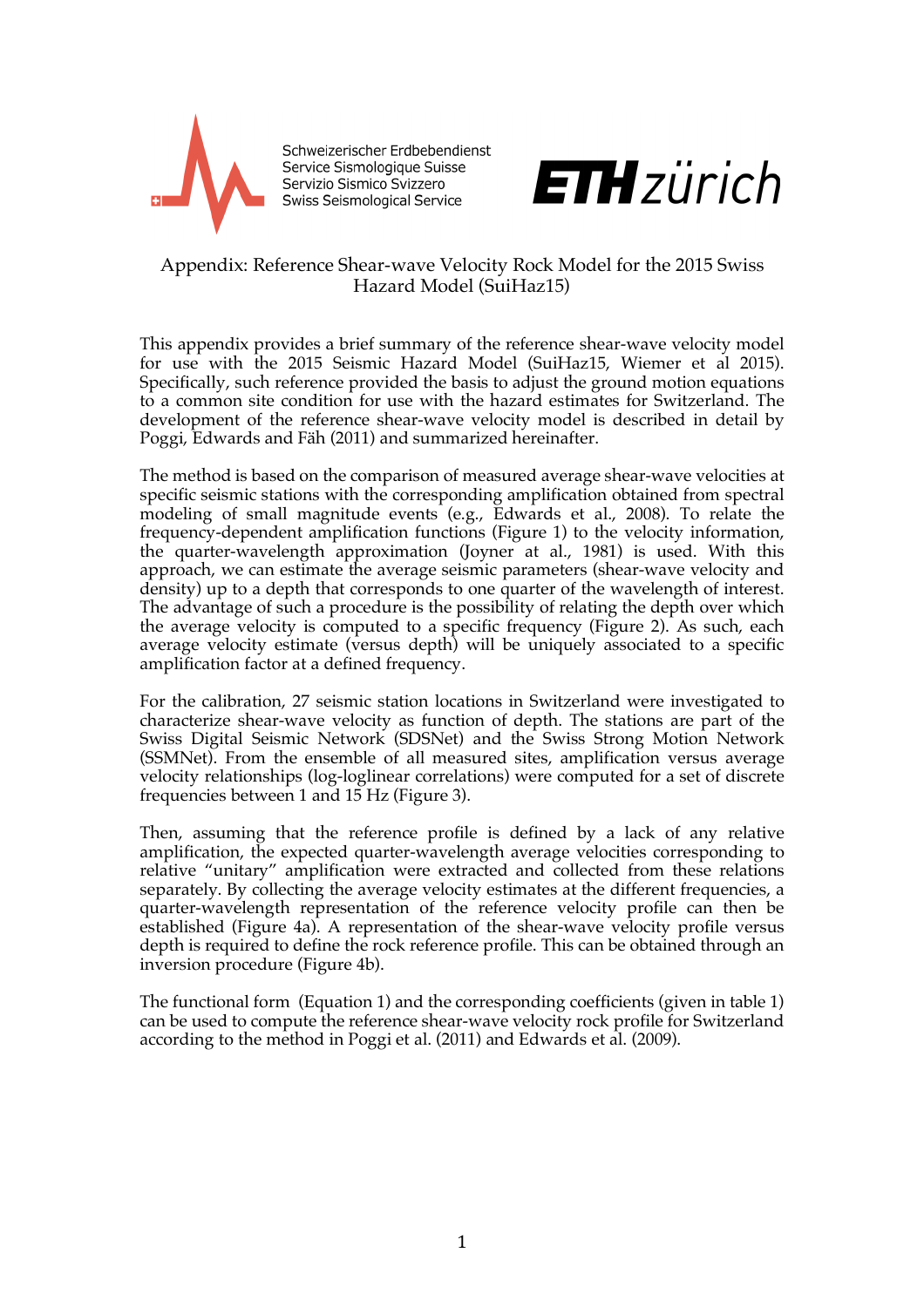Schweizerischer Erdbebendienst
Service Sismologique Suisse
Servizio Sismico Svizzero
Swiss Seismological Service

# Appendix: Reference Shear-wave Velocity Rock Model for the 2015 Swiss Hazard Model (SuiHaz15)

This appendix provides a brief summary of the reference shear-wave velocity model for use with the 2015 Seismic Hazard Model (SuiHaz15, Wiemer et al 2015). Specifically, such reference provided the basis to adjust the ground motion equations to a common site condition for use with the hazard estimates for Switzerland. The development of the reference shear-wave velocity model is described in detail by Poggi, Edwards and Fäh (2011) and summarized hereinafter.

The method is based on the comparison of measured average shear-wave velocities at specific seismic stations with the corresponding amplification obtained from spectral modeling of small magnitude events (e.g., Edwards et al., 2008). To relate the frequency-dependent amplification functions (Figure 1) to the velocity information, the quarter-wavelength approximation (Joyner at al., 1981) is used. With this approach, we can estimate the average seismic parameters (shear-wave velocity and density) up to a depth that corresponds to one quarter of the wavelength of interest. The advantage of such a procedure is the possibility of relating the depth over which the average velocity is computed to a specific frequency (Figure 2). As such, each average velocity estimate (versus depth) will be uniquely associated to a specific amplification factor at a defined frequency.

For the calibration, 27 seismic station locations in Switzerland were investigated to characterize shear-wave velocity as function of depth. The stations are part of the Swiss Digital Seismic Network (SDSNet) and the Swiss Strong Motion Network (SSMNet). From the ensemble of all measured sites, amplification versus average velocity relationships (log-loglinear correlations) were computed for a set of discrete frequencies between 1 and 15 Hz (Figure 3).

Then, assuming that the reference profile is defined by a lack of any relative amplification, the expected quarter-wavelength average velocities corresponding to relative "unitary" amplification were extracted and collected from these relations separately. By collecting the average velocity estimates at the different frequencies, a quarter-wavelength representation of the reference velocity profile can then be established (Figure 4a). A representation of the shear-wave velocity profile versus depth is required to define the rock reference profile. This can be obtained through an inversion procedure (Figure 4b).

The functional form (Equation 1) and the corresponding coefficients (given in table 1) can be used to compute the reference shear-wave velocity rock profile for Switzerland according to the method in Poggi et al. (2011) and Edwards et al. (2009).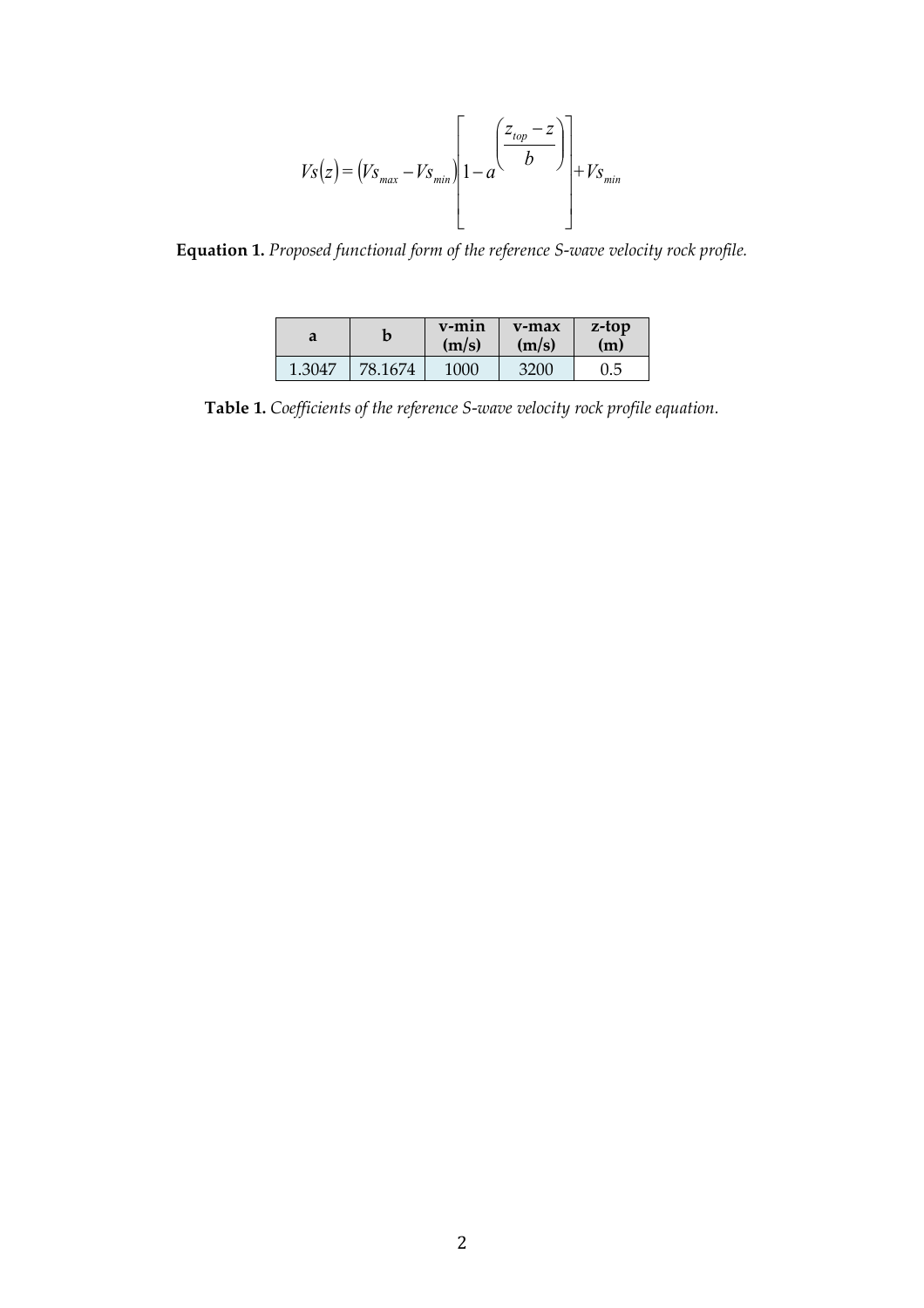$$Vs(z) = \left(Vs_{max} - Vs_{min}\right)\left[1 - a^{\left(\frac{z_{top} - z}{b}\right)}\right] + Vs_{min}$$

**Equation 1.** *Proposed functional form of the reference S-wave velocity rock profile.*

| a | b | v-min (m/s) | v-max (m/s) | z-top (m) |
|---|---|---|---|---|
| 1.3047 | 78.1674 | 1000 | 3200 | 0.5 |

**Table 1.** *Coefficients of the reference S-wave velocity rock profile equation.*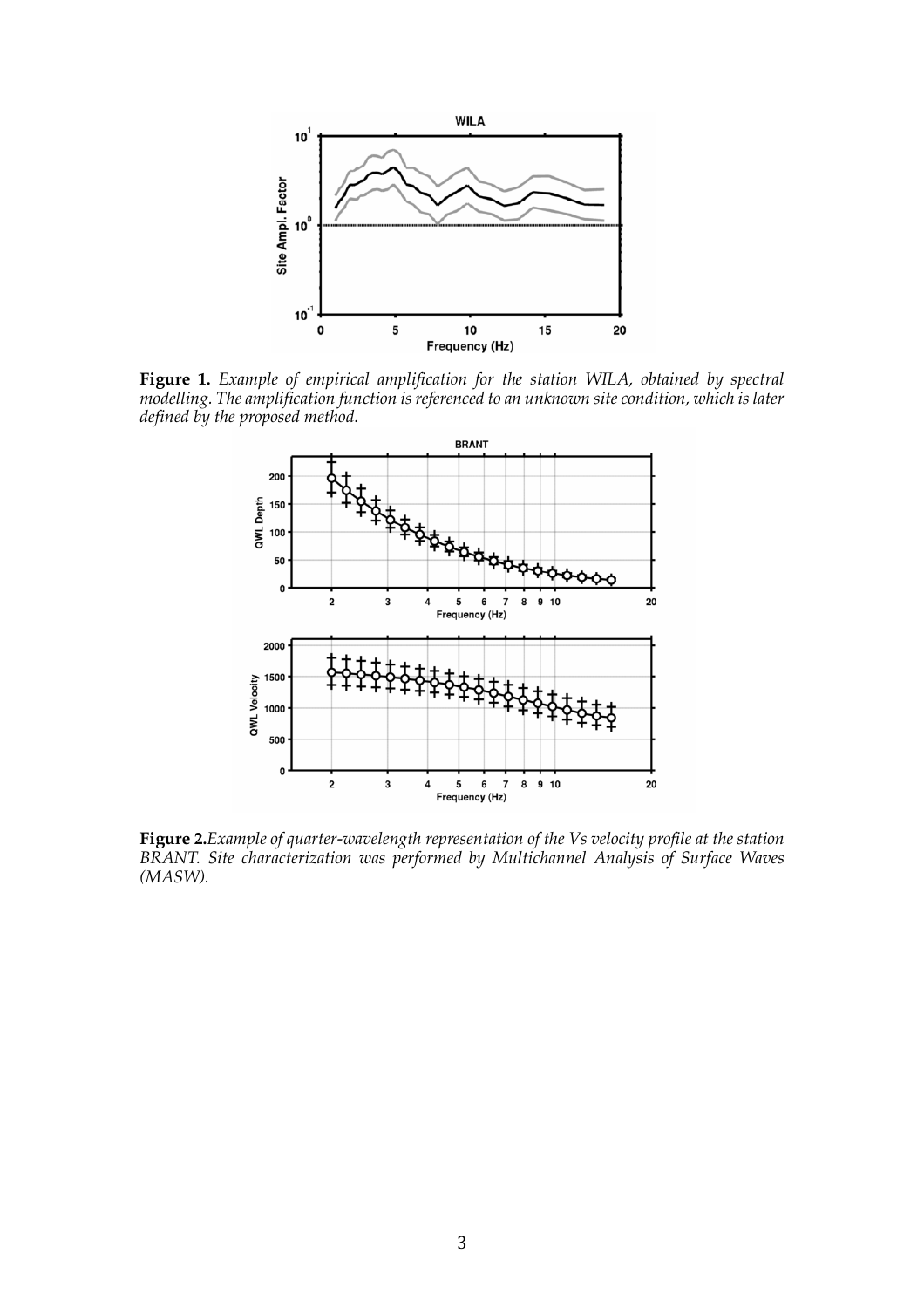**Figure 1.** *Example of empirical amplification for the station WILA, obtained by spectral modelling. The amplification function is referenced to an unknown site condition, which is later defined by the proposed method.*

**Figure 2.** *Example of quarter-wavelength representation of the Vs velocity profile at the station BRANT. Site characterization was performed by Multichannel Analysis of Surface Waves (MASW).*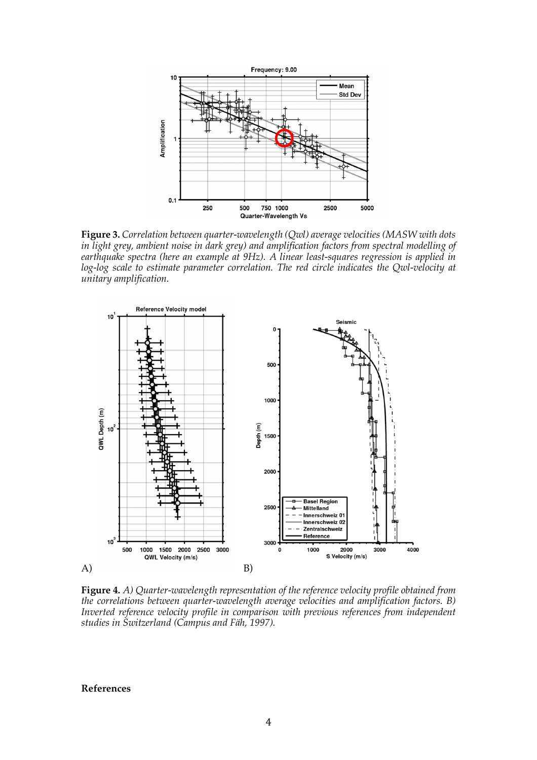**Figure 3.** *Correlation between quarter-wavelength (Qwl) average velocities (MASW with dots in light grey, ambient noise in dark grey) and amplification factors from spectral modelling of earthquake spectra (here an example at 9Hz). A linear least-squares regression is applied in log-log scale to estimate parameter correlation. The red circle indicates the Qwl-velocity at unitary amplification.*

A) B)

**Figure 4.** *A) Quarter-wavelength representation of the reference velocity profile obtained from the correlations between quarter-wavelength average velocities and amplification factors. B) Inverted reference velocity profile in comparison with previous references from independent studies in Switzerland (Campus and Fäh, 1997).*

**References**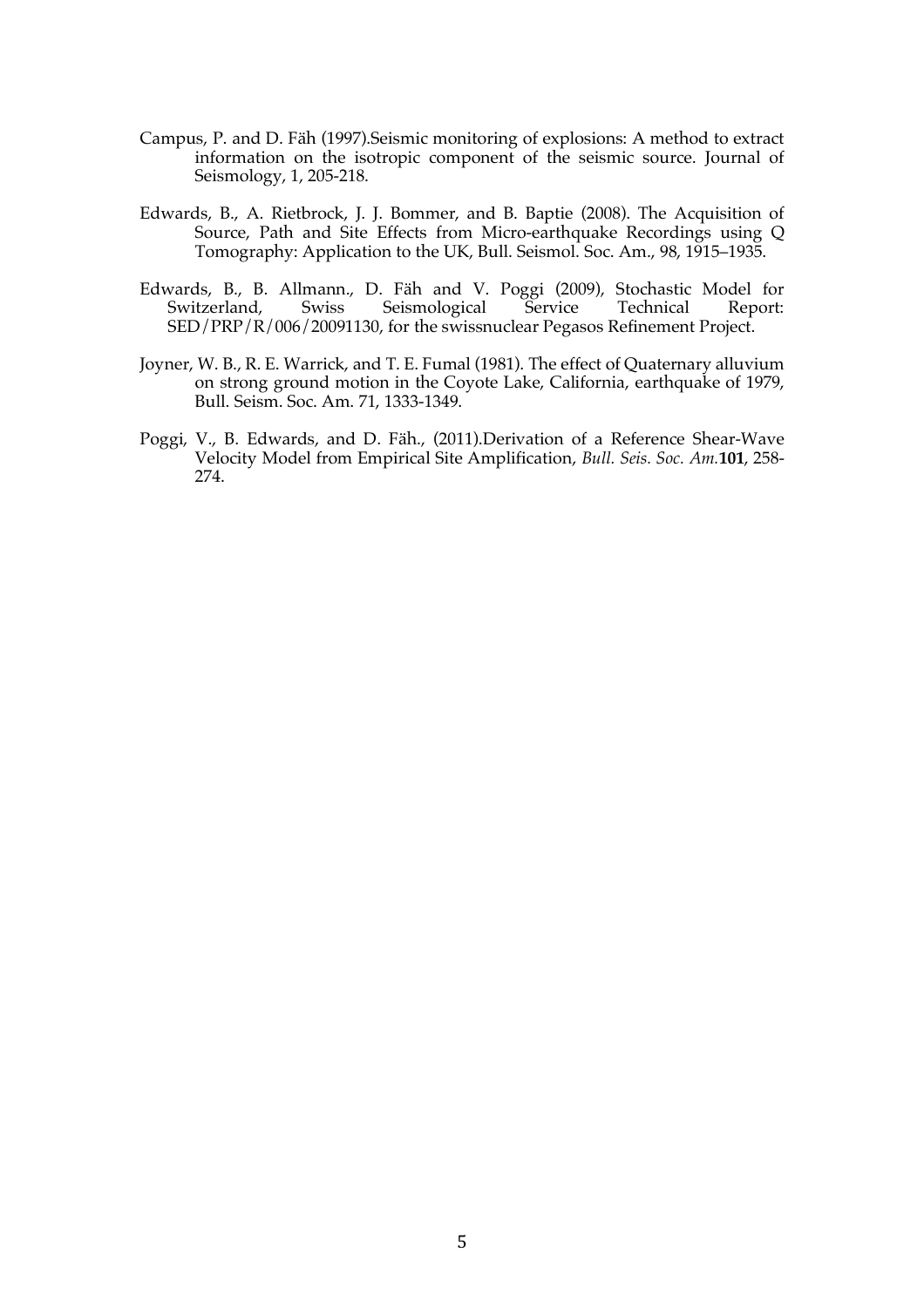Campus, P. and D. Fäh (1997).Seismic monitoring of explosions: A method to extract information on the isotropic component of the seismic source. Journal of Seismology, 1, 205-218.

Edwards, B., A. Rietbrock, J. J. Bommer, and B. Baptie (2008). The Acquisition of Source, Path and Site Effects from Micro-earthquake Recordings using Q Tomography: Application to the UK, Bull. Seismol. Soc. Am., 98, 1915–1935.

Edwards, B., B. Allmann., D. Fäh and V. Poggi (2009), Stochastic Model for Switzerland, Swiss Seismological Service Technical Report: SED/PRP/R/006/20091130, for the swissnuclear Pegasos Refinement Project.

Joyner, W. B., R. E. Warrick, and T. E. Fumal (1981). The effect of Quaternary alluvium on strong ground motion in the Coyote Lake, California, earthquake of 1979, Bull. Seism. Soc. Am. 71, 1333-1349.

Poggi, V., B. Edwards, and D. Fäh., (2011).Derivation of a Reference Shear-Wave Velocity Model from Empirical Site Amplification, *Bull. Seis. Soc. Am.* **101**, 258-274.